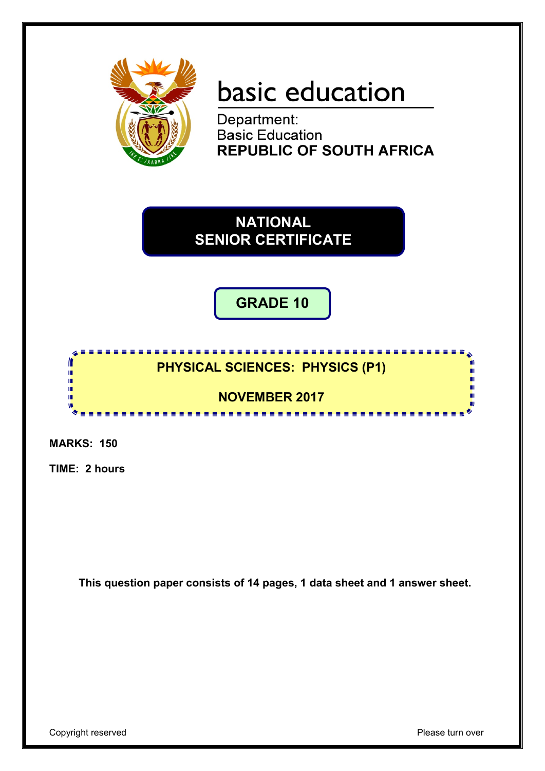basic education

Department:
Basic Education
**REPUBLIC OF SOUTH AFRICA**

# NATIONAL SENIOR CERTIFICATE

## GRADE 10

**PHYSICAL SCIENCES: PHYSICS (P1)**

**NOVEMBER 2017**

**MARKS: 150**

**TIME: 2 hours**

**This question paper consists of 14 pages, 1 data sheet and 1 answer sheet.**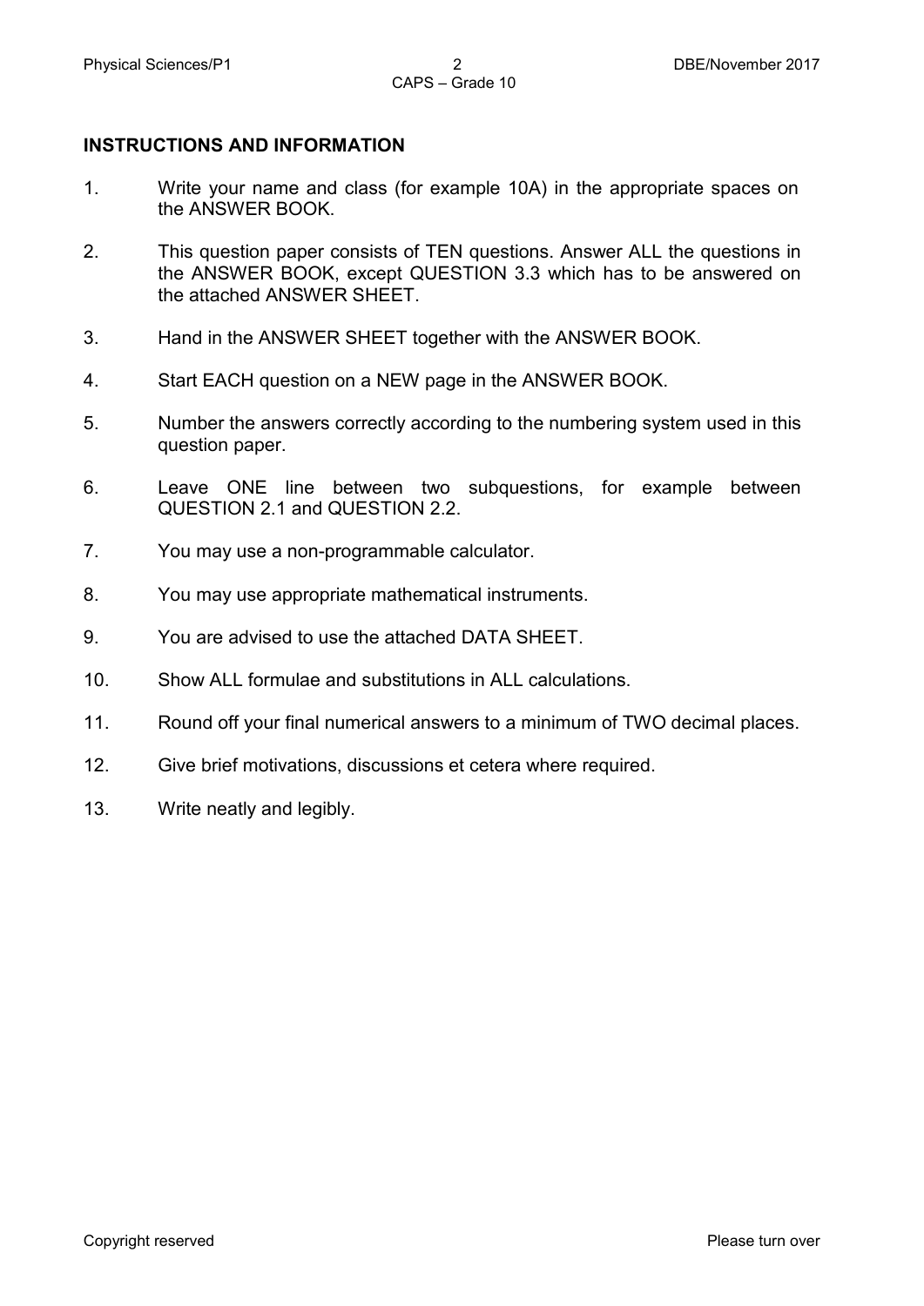## INSTRUCTIONS AND INFORMATION

1. Write your name and class (for example 10A) in the appropriate spaces on the ANSWER BOOK.

2. This question paper consists of TEN questions. Answer ALL the questions in the ANSWER BOOK, except QUESTION 3.3 which has to be answered on the attached ANSWER SHEET.

3. Hand in the ANSWER SHEET together with the ANSWER BOOK.

4. Start EACH question on a NEW page in the ANSWER BOOK.

5. Number the answers correctly according to the numbering system used in this question paper.

6. Leave ONE line between two subquestions, for example between QUESTION 2.1 and QUESTION 2.2.

7. You may use a non-programmable calculator.

8. You may use appropriate mathematical instruments.

9. You are advised to use the attached DATA SHEET.

10. Show ALL formulae and substitutions in ALL calculations.

11. Round off your final numerical answers to a minimum of TWO decimal places.

12. Give brief motivations, discussions et cetera where required.

13. Write neatly and legibly.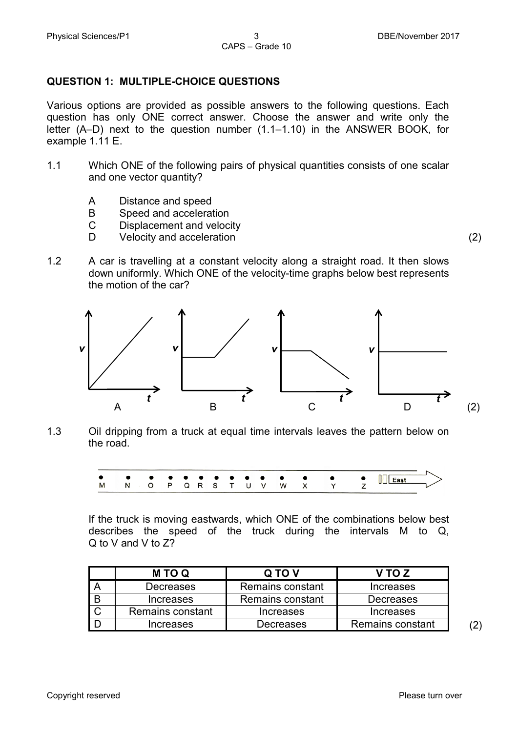## QUESTION 1: MULTIPLE-CHOICE QUESTIONS

Various options are provided as possible answers to the following questions. Each question has only ONE correct answer. Choose the answer and write only the letter (A–D) next to the question number (1.1–1.10) in the ANSWER BOOK, for example 1.11 E.

1.1 Which ONE of the following pairs of physical quantities consists of one scalar and one vector quantity?

- A Distance and speed
- B Speed and acceleration
- C Displacement and velocity
- D Velocity and acceleration

(2)

1.2 A car is travelling at a constant velocity along a straight road. It then slows down uniformly. Which ONE of the velocity-time graphs below best represents the motion of the car?

A B C D

(2)

1.3 Oil dripping from a truck at equal time intervals leaves the pattern below on the road.

M N O P Q R S T U V W X Y Z East

If the truck is moving eastwards, which ONE of the combinations below best describes the speed of the truck during the intervals M to Q, Q to V and V to Z?

| | M TO Q | Q TO V | V TO Z |
|---|---|---|---|
| A | Decreases | Remains constant | Increases |
| B | Increases | Remains constant | Decreases |
| C | Remains constant | Increases | Increases |
| D | Increases | Decreases | Remains constant |

(2)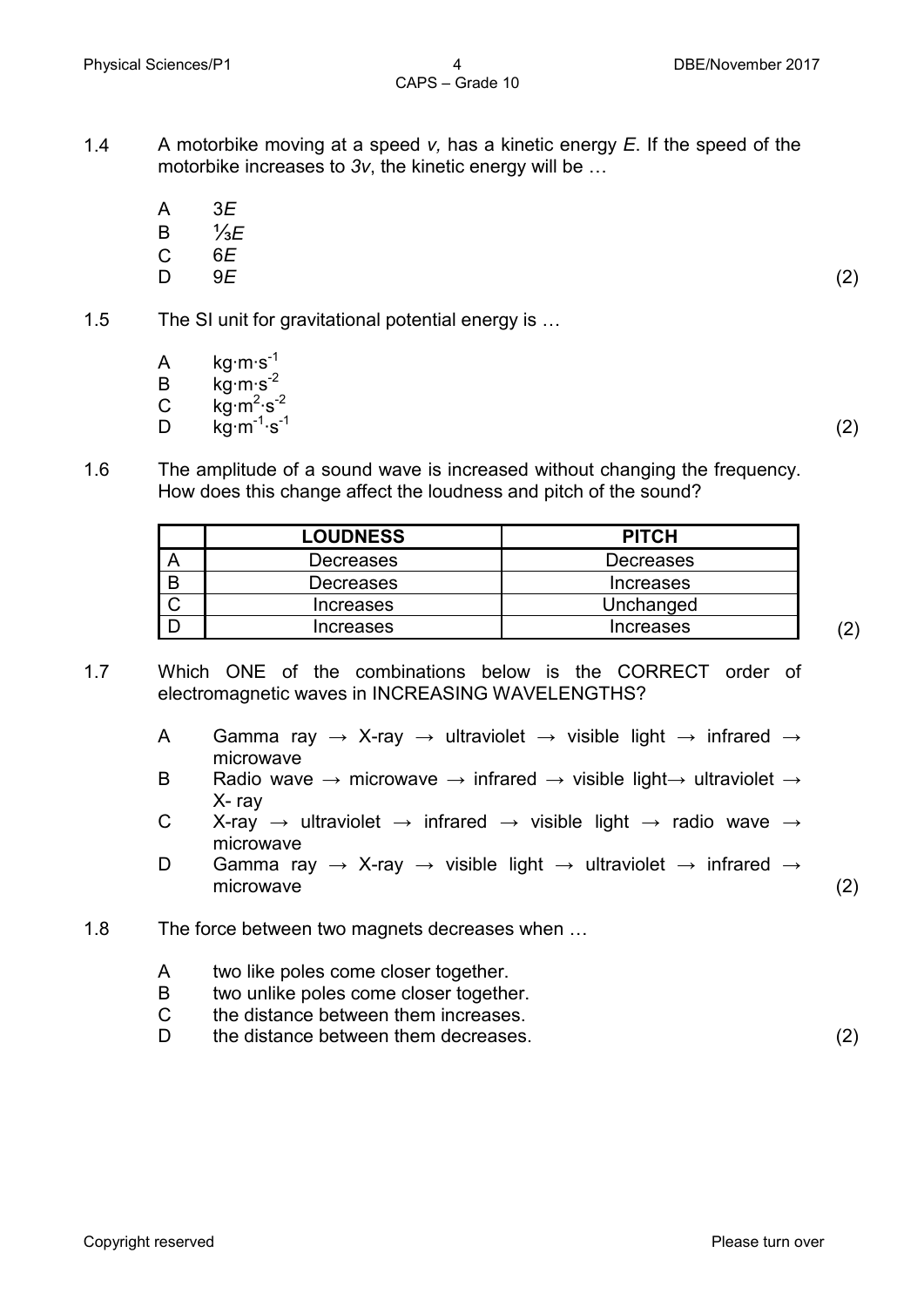1.4 A motorbike moving at a speed *v,* has a kinetic energy *E*. If the speed of the motorbike increases to *3v*, the kinetic energy will be …

- A 3*E*
- B ⅓*E*
- C 6*E*
- D 9*E* (2)

1.5 The SI unit for gravitational potential energy is …

- A $kg{\cdot}m{\cdot}s^{-1}$
- B $kg{\cdot}m{\cdot}s^{-2}$
- C $kg{\cdot}m^2{\cdot}s^{-2}$
- D $kg{\cdot}m^{-1}{\cdot}s^{-1}$ (2)

1.6 The amplitude of a sound wave is increased without changing the frequency. How does this change affect the loudness and pitch of the sound?

| | LOUDNESS | PITCH |
|---|---|---|
| A | Decreases | Decreases |
| B | Decreases | Increases |
| C | Increases | Unchanged |
| D | Increases | Increases |

(2)

1.7 Which ONE of the combinations below is the CORRECT order of electromagnetic waves in INCREASING WAVELENGTHS?

- A Gamma ray → X-ray → ultraviolet → visible light → infrared → microwave
- B Radio wave → microwave → infrared → visible light→ ultraviolet → X- ray
- C X-ray → ultraviolet → infrared → visible light → radio wave → microwave
- D Gamma ray → X-ray → visible light → ultraviolet → infrared → microwave (2)

1.8 The force between two magnets decreases when …

- A two like poles come closer together.
- B two unlike poles come closer together.
- C the distance between them increases.
- D the distance between them decreases. (2)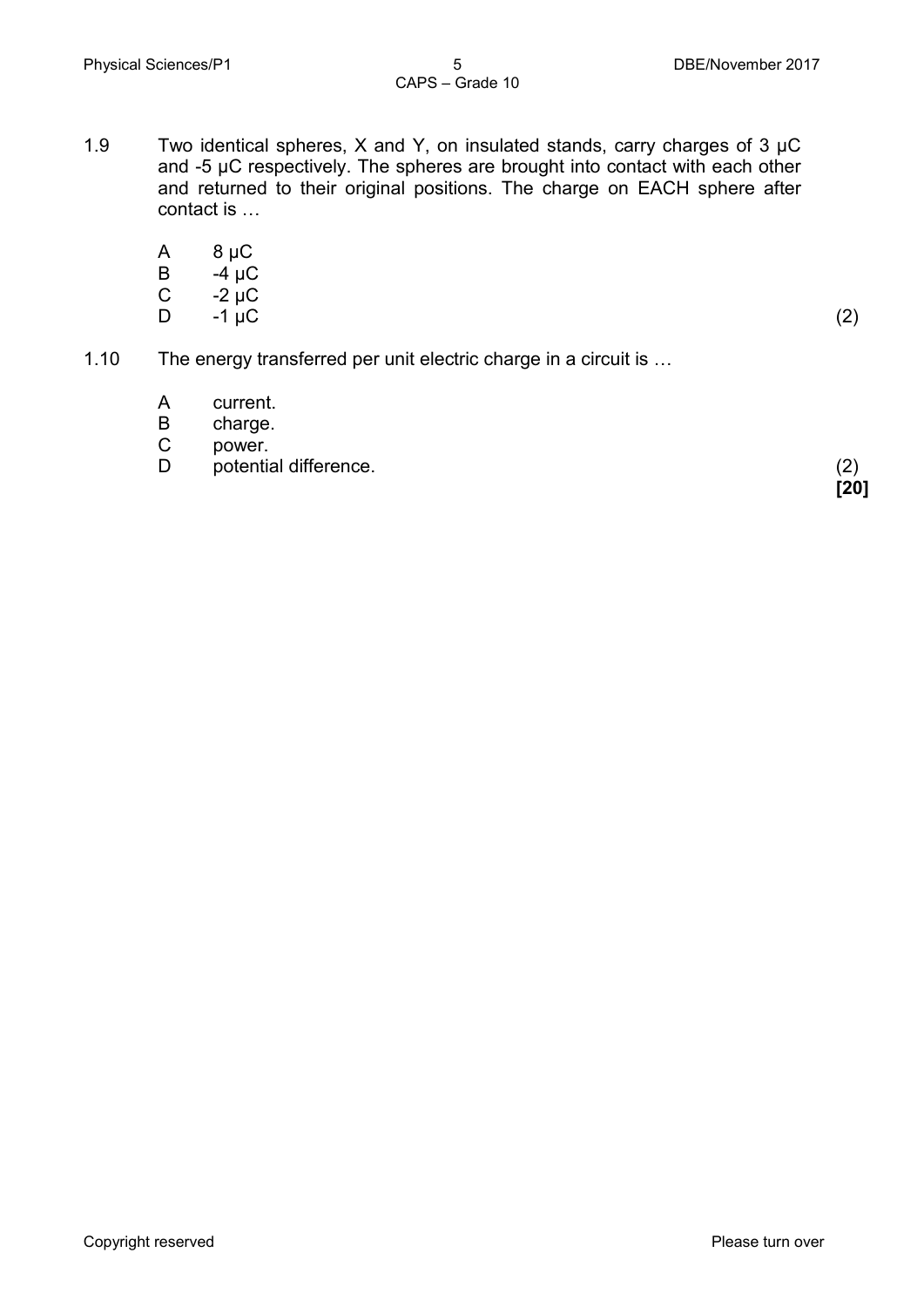1.9 Two identical spheres, X and Y, on insulated stands, carry charges of 3 µC and -5 µC respectively. The spheres are brought into contact with each other and returned to their original positions. The charge on EACH sphere after contact is …

A 8 µC
B -4 µC
C -2 µC
D -1 µC (2)

1.10 The energy transferred per unit electric charge in a circuit is …

A current.
B charge.
C power.
D potential difference. (2)

**[20]**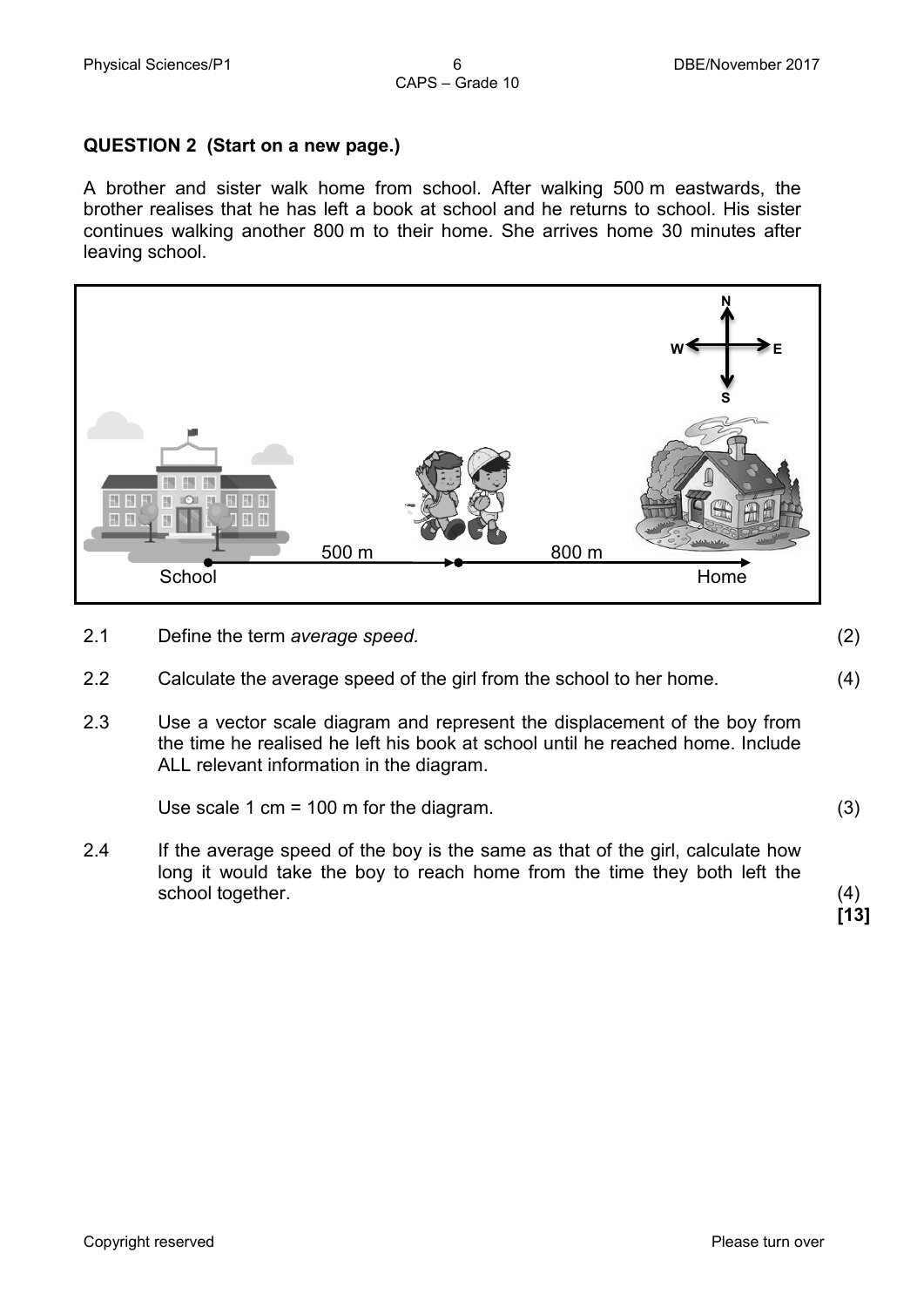## QUESTION 2 (Start on a new page.)

A brother and sister walk home from school. After walking 500 m eastwards, the brother realises that he has left a book at school and he returns to school. His sister continues walking another 800 m to their home. She arrives home 30 minutes after leaving school.

2.1 Define the term *average speed.* (2)

2.2 Calculate the average speed of the girl from the school to her home. (4)

2.3 Use a vector scale diagram and represent the displacement of the boy from the time he realised he left his book at school until he reached home. Include ALL relevant information in the diagram.

Use scale 1 cm = 100 m for the diagram. (3)

2.4 If the average speed of the boy is the same as that of the girl, calculate how long it would take the boy to reach home from the time they both left the school together. (4)

**[13]**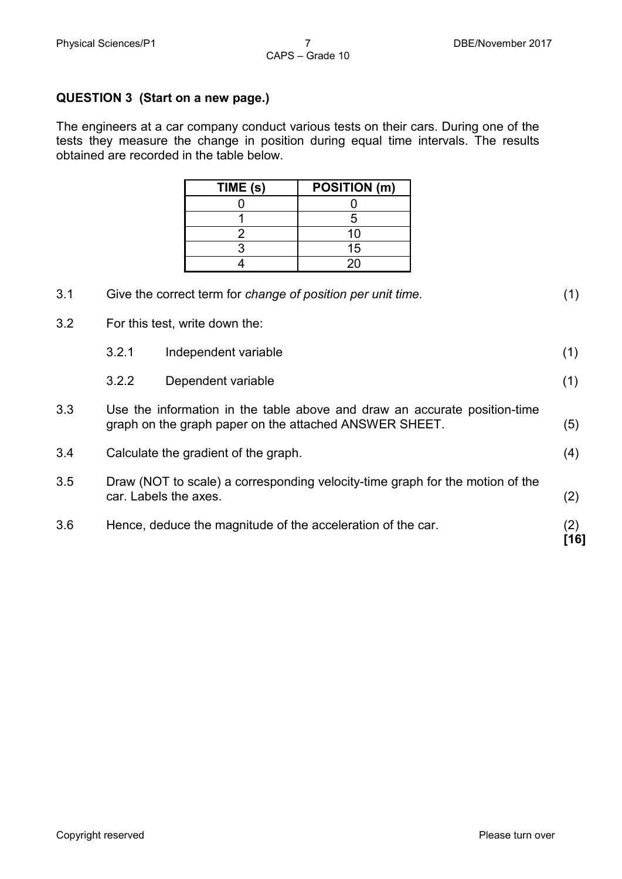## QUESTION 3 (Start on a new page.)

The engineers at a car company conduct various tests on their cars. During one of the tests they measure the change in position during equal time intervals. The results obtained are recorded in the table below.

| TIME (s) | POSITION (m) |
|---|---|
| 0 | 0 |
| 1 | 5 |
| 2 | 10 |
| 3 | 15 |
| 4 | 20 |

3.1 Give the correct term for *change of position per unit time.* (1)

3.2 For this test, write down the:

- 3.2.1 Independent variable (1)
- 3.2.2 Dependent variable (1)

3.3 Use the information in the table above and draw an accurate position-time graph on the graph paper on the attached ANSWER SHEET. (5)

3.4 Calculate the gradient of the graph. (4)

3.5 Draw (NOT to scale) a corresponding velocity-time graph for the motion of the car. Labels the axes. (2)

3.6 Hence, deduce the magnitude of the acceleration of the car. (2)

**[16]**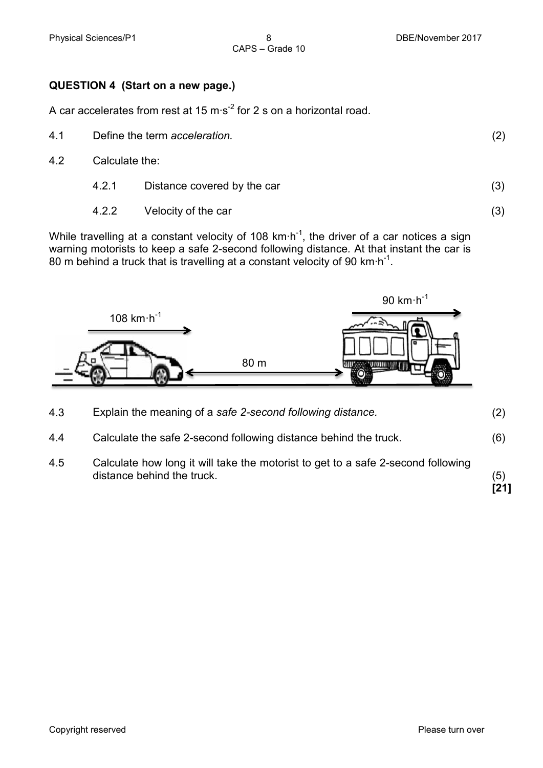## QUESTION 4 (Start on a new page.)

A car accelerates from rest at 15 $m \cdot s^{-2}$ for 2 s on a horizontal road.

4.1 Define the term *acceleration.* (2)

4.2 Calculate the:

4.2.1 Distance covered by the car (3)

4.2.2 Velocity of the car (3)

While travelling at a constant velocity of 108 $km \cdot h^{-1}$, the driver of a car notices a sign warning motorists to keep a safe 2-second following distance. At that instant the car is 80 m behind a truck that is travelling at a constant velocity of 90 $km \cdot h^{-1}$.

4.3 Explain the meaning of a *safe 2-second following distance.* (2)

4.4 Calculate the safe 2-second following distance behind the truck. (6)

4.5 Calculate how long it will take the motorist to get to a safe 2-second following distance behind the truck. (5)

**[21]**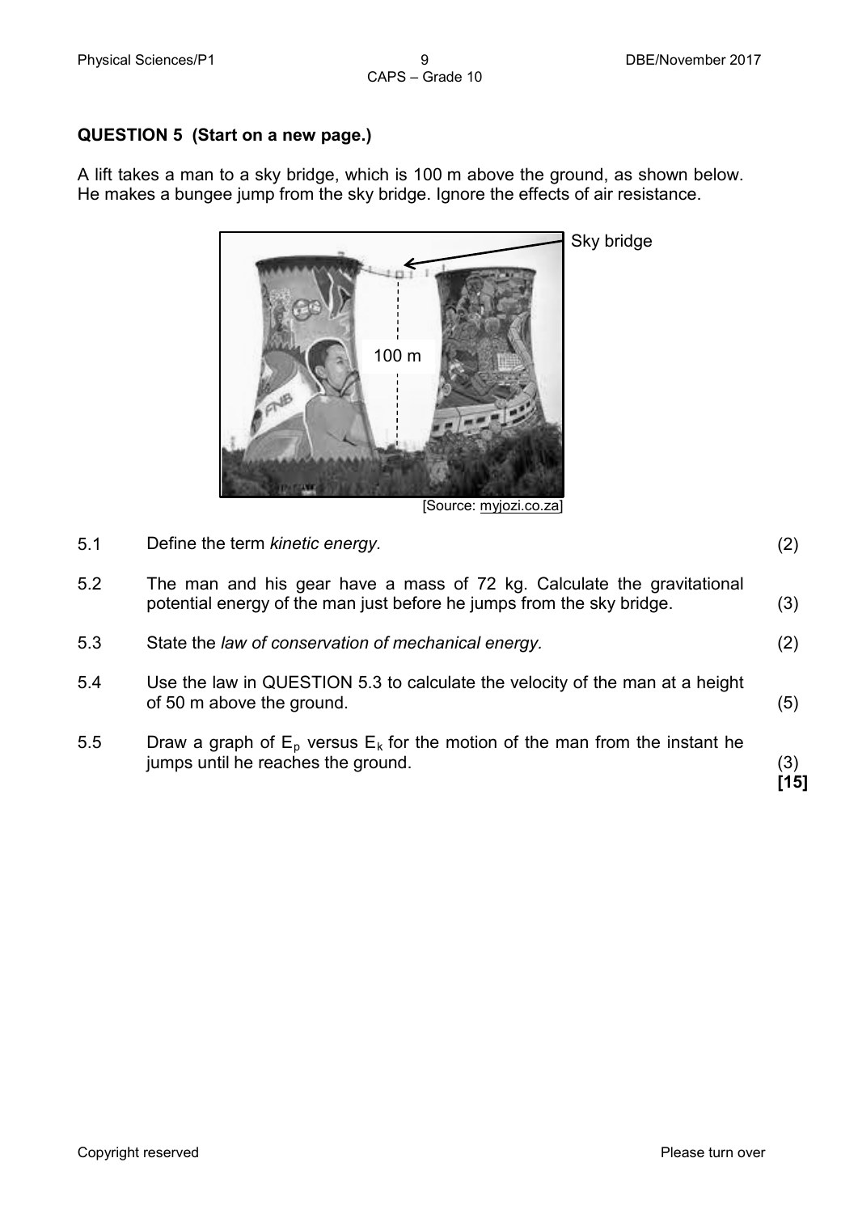## QUESTION 5 (Start on a new page.)

A lift takes a man to a sky bridge, which is 100 m above the ground, as shown below. He makes a bungee jump from the sky bridge. Ignore the effects of air resistance.

Sky bridge

100 m

[Source: myjozi.co.za]

5.1 Define the term *kinetic energy.* (2)

5.2 The man and his gear have a mass of 72 kg. Calculate the gravitational potential energy of the man just before he jumps from the sky bridge. (3)

5.3 State the *law of conservation of mechanical energy.* (2)

5.4 Use the law in QUESTION 5.3 to calculate the velocity of the man at a height of 50 m above the ground. (5)

5.5 Draw a graph of $E_p$ versus $E_k$ for the motion of the man from the instant he jumps until he reaches the ground. (3)

**[15]**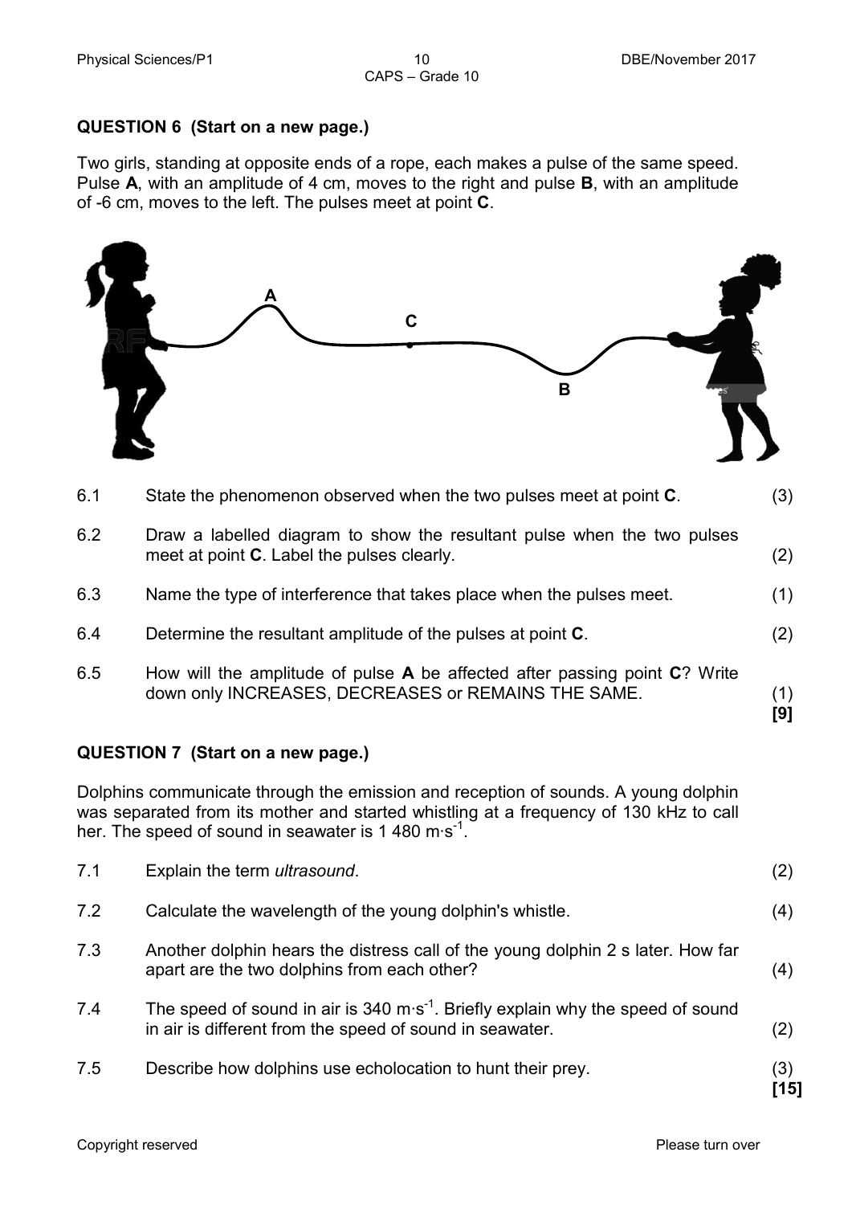## QUESTION 6 (Start on a new page.)

Two girls, standing at opposite ends of a rope, each makes a pulse of the same speed. Pulse **A**, with an amplitude of 4 cm, moves to the right and pulse **B**, with an amplitude of -6 cm, moves to the left. The pulses meet at point **C**.

6.1 State the phenomenon observed when the two pulses meet at point **C**. (3)

6.2 Draw a labelled diagram to show the resultant pulse when the two pulses meet at point **C**. Label the pulses clearly. (2)

6.3 Name the type of interference that takes place when the pulses meet. (1)

6.4 Determine the resultant amplitude of the pulses at point **C**. (2)

6.5 How will the amplitude of pulse **A** be affected after passing point **C**? Write down only INCREASES, DECREASES or REMAINS THE SAME. (1)

**[9]**

## QUESTION 7 (Start on a new page.)

Dolphins communicate through the emission and reception of sounds. A young dolphin was separated from its mother and started whistling at a frequency of 130 kHz to call her. The speed of sound in seawater is 1 480 $m \cdot s^{-1}$.

7.1 Explain the term *ultrasound*. (2)

7.2 Calculate the wavelength of the young dolphin's whistle. (4)

7.3 Another dolphin hears the distress call of the young dolphin 2 s later. How far apart are the two dolphins from each other? (4)

7.4 The speed of sound in air is 340 $m \cdot s^{-1}$. Briefly explain why the speed of sound in air is different from the speed of sound in seawater. (2)

7.5 Describe how dolphins use echolocation to hunt their prey. (3)

**[15]**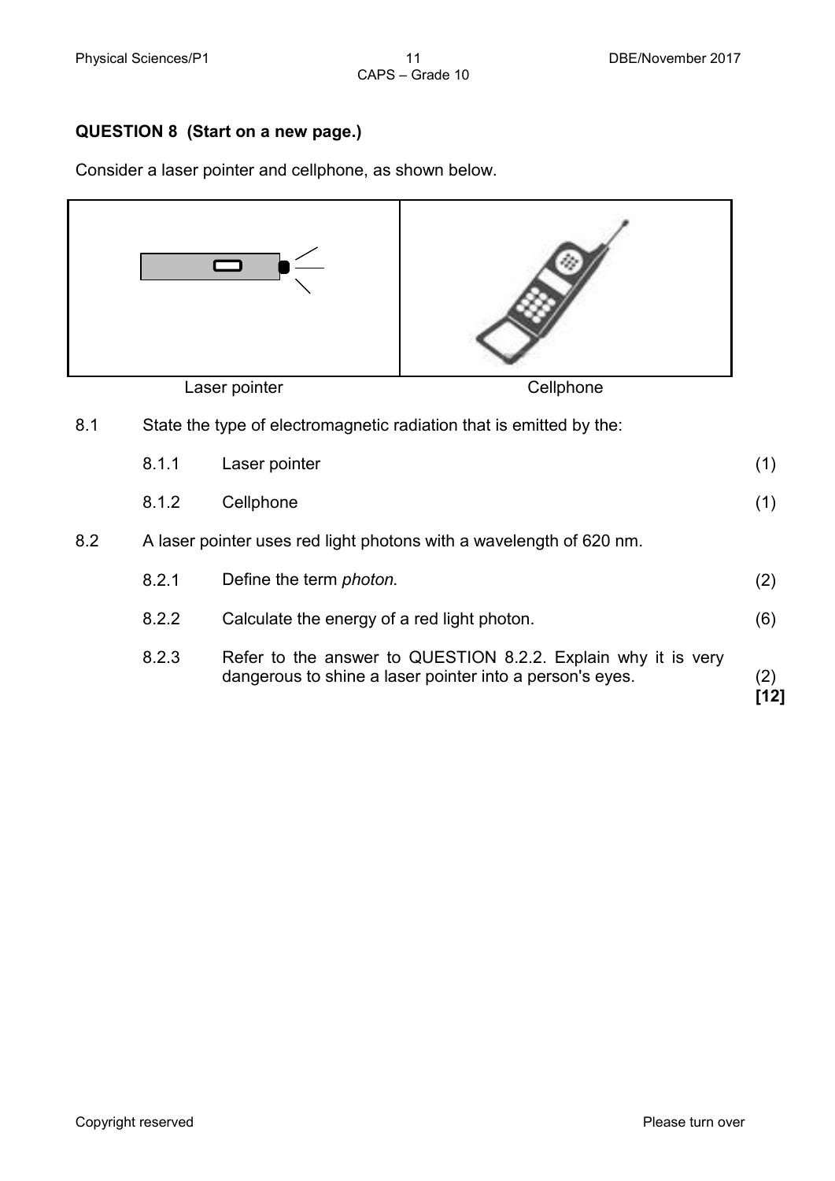## QUESTION 8 (Start on a new page.)

Consider a laser pointer and cellphone, as shown below.

Laser pointer | Cellphone

8.1 State the type of electromagnetic radiation that is emitted by the:

8.1.1 Laser pointer (1)

8.1.2 Cellphone (1)

8.2 A laser pointer uses red light photons with a wavelength of 620 nm.

8.2.1 Define the term *photon.* (2)

8.2.2 Calculate the energy of a red light photon. (6)

8.2.3 Refer to the answer to QUESTION 8.2.2. Explain why it is very dangerous to shine a laser pointer into a person's eyes. (2)

**[12]**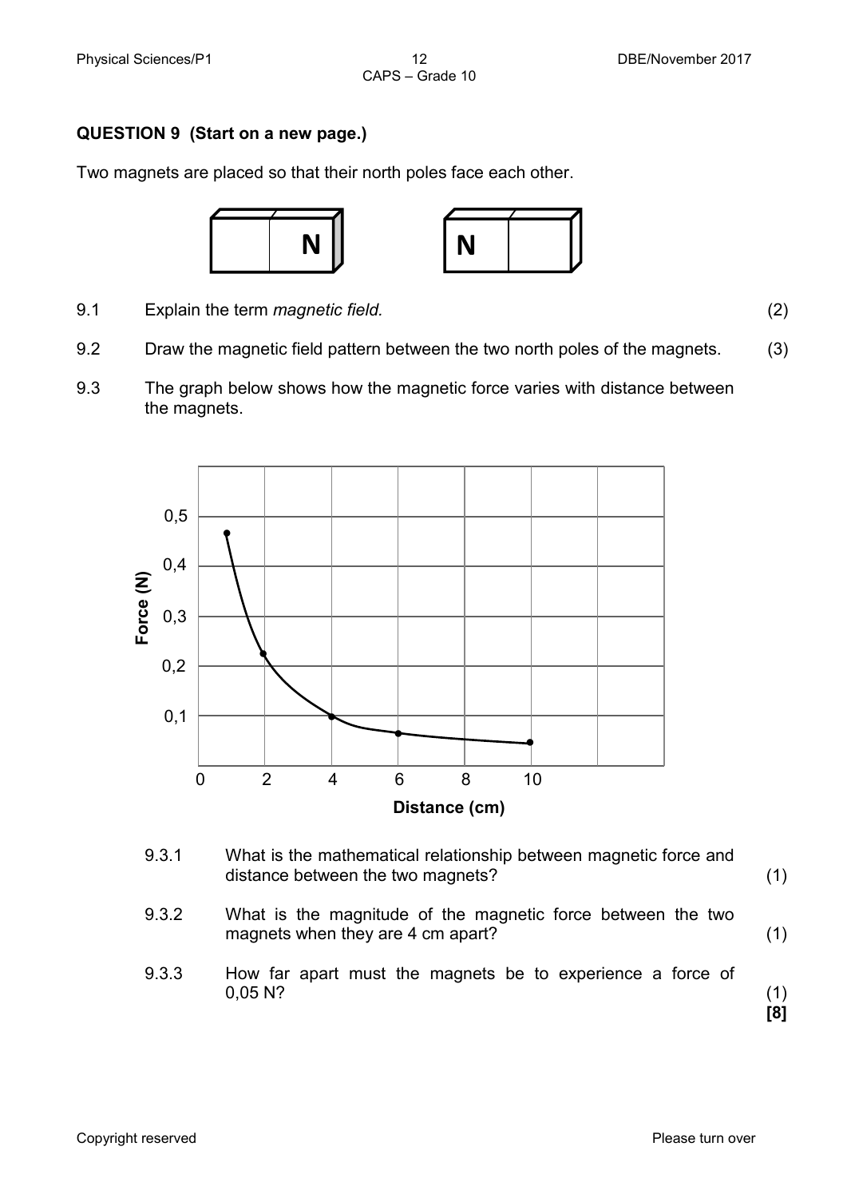## QUESTION 9 (Start on a new page.)

Two magnets are placed so that their north poles face each other.

9.1 Explain the term *magnetic field.* (2)

9.2 Draw the magnetic field pattern between the two north poles of the magnets. (3)

9.3 The graph below shows how the magnetic force varies with distance between the magnets.

9.3.1 What is the mathematical relationship between magnetic force and distance between the two magnets? (1)

9.3.2 What is the magnitude of the magnetic force between the two magnets when they are 4 cm apart? (1)

9.3.3 How far apart must the magnets be to experience a force of 0,05 N? (1)

**[8]**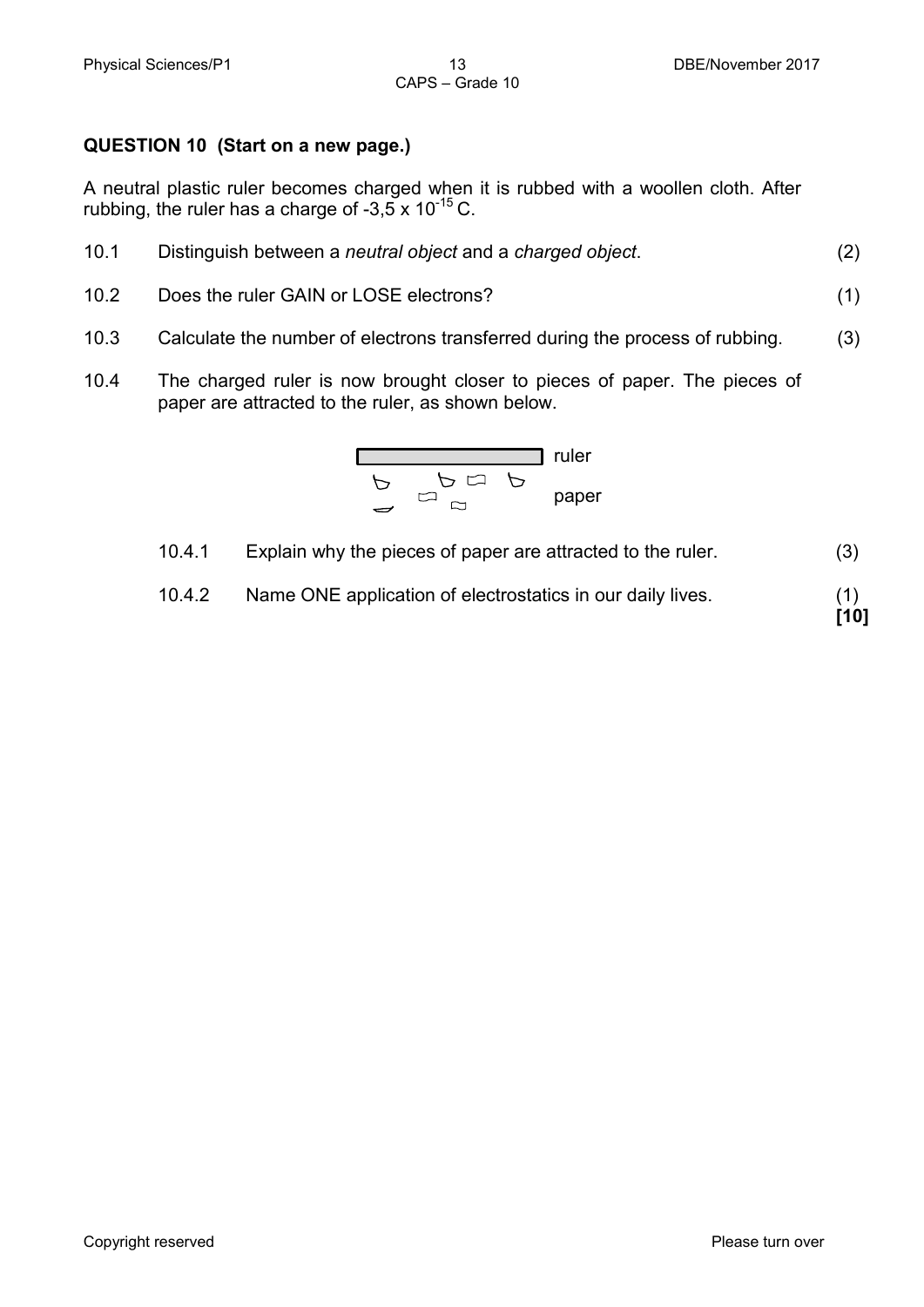**QUESTION 10 (Start on a new page.)**

A neutral plastic ruler becomes charged when it is rubbed with a woollen cloth. After rubbing, the ruler has a charge of $-3{,}5 \times 10^{-15}$ C.

10.1 Distinguish between a *neutral object* and a *charged object*. (2)

10.2 Does the ruler GAIN or LOSE electrons? (1)

10.3 Calculate the number of electrons transferred during the process of rubbing. (3)

10.4 The charged ruler is now brought closer to pieces of paper. The pieces of paper are attracted to the ruler, as shown below.

ruler

paper

10.4.1 Explain why the pieces of paper are attracted to the ruler. (3)

10.4.2 Name ONE application of electrostatics in our daily lives. (1)

**[10]**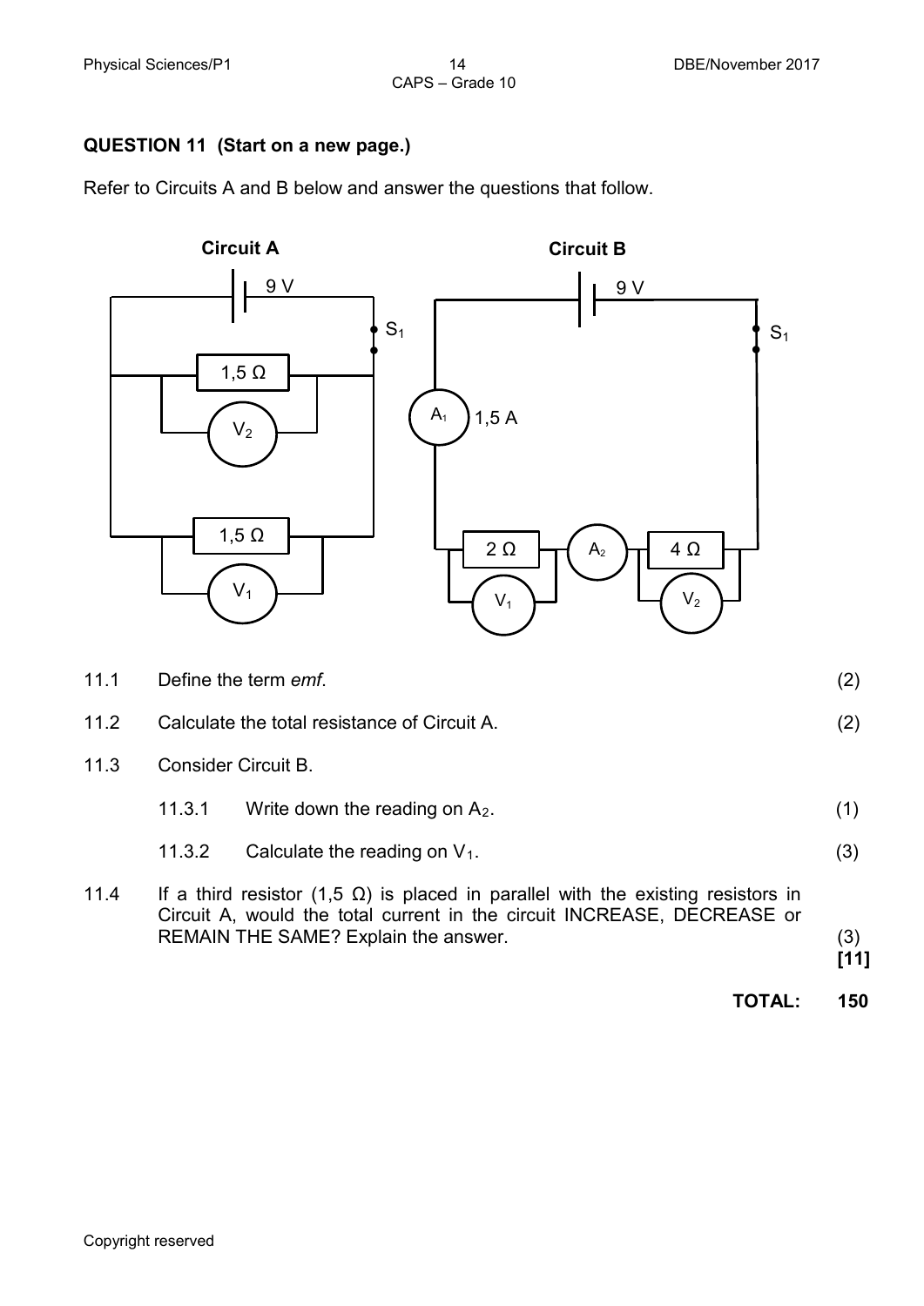## QUESTION 11 (Start on a new page.)

Refer to Circuits A and B below and answer the questions that follow.

**Circuit A** **Circuit B**

| | | |
|---|---|---|
| 11.1 | Define the term *emf*. | (2) |
| 11.2 | Calculate the total resistance of Circuit A. | (2) |
| 11.3 | Consider Circuit B. | |
| | 11.3.1 Write down the reading on $A_2$. | (1) |
| | 11.3.2 Calculate the reading on $V_1$. | (3) |
| 11.4 | If a third resistor (1,5 Ω) is placed in parallel with the existing resistors in Circuit A, would the total current in the circuit INCREASE, DECREASE or REMAIN THE SAME? Explain the answer. | (3) **[11]** |

**TOTAL: 150**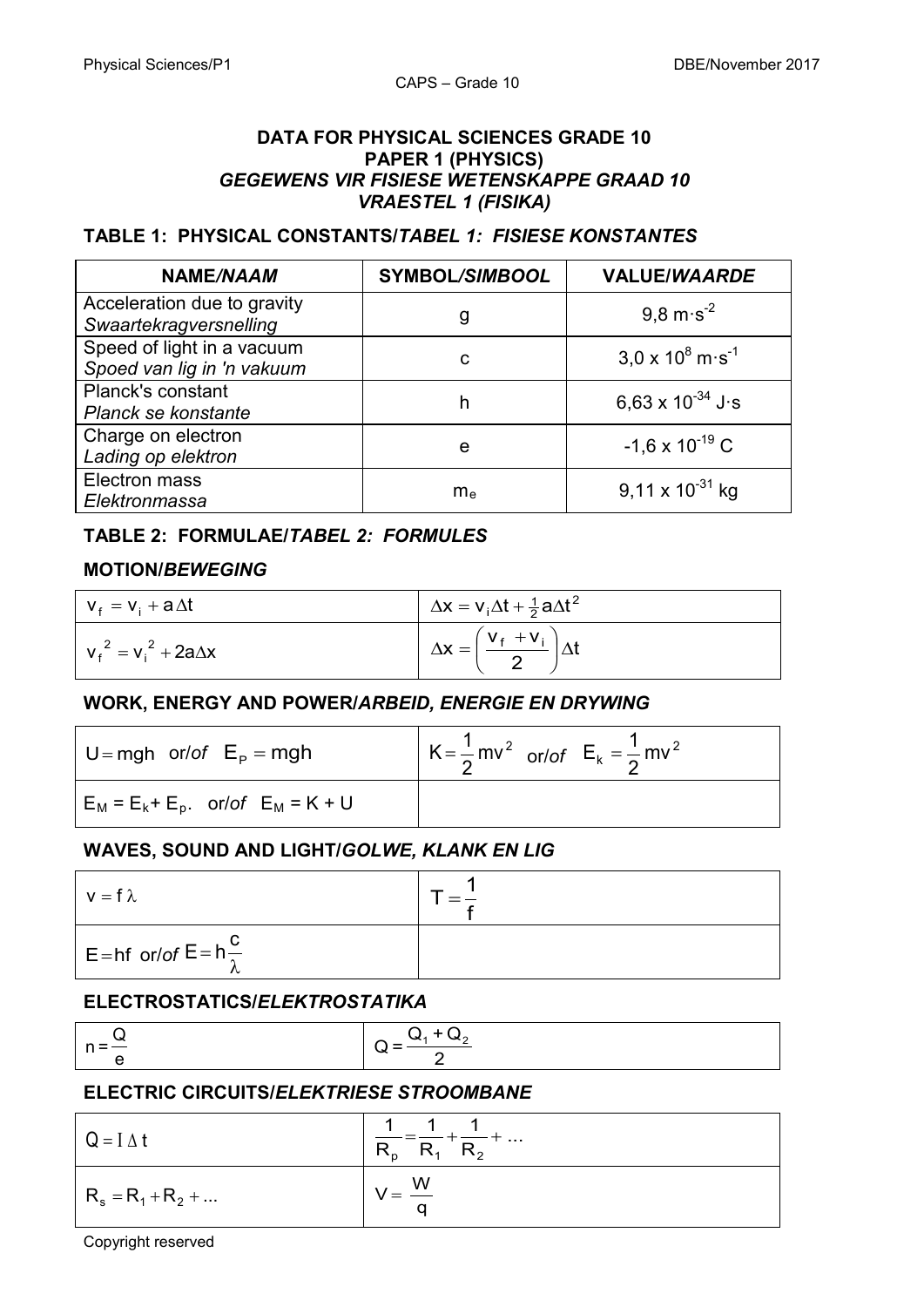**DATA FOR PHYSICAL SCIENCES GRADE 10**
**PAPER 1 (PHYSICS)**
***GEGEWENS VIR FISIESE WETENSKAPPE GRAAD 10***
***VRAESTEL 1 (FISIKA)***

## TABLE 1: PHYSICAL CONSTANTS/*TABEL 1: FISIESE KONSTANTES*

| NAME/*NAAM* | SYMBOL/*SIMBOOL* | VALUE/*WAARDE* |
|---|---|---|
| Acceleration due to gravity *Swaartekragversnelling* | g | $9,8 \text{ m}\cdot\text{s}^{-2}$ |
| Speed of light in a vacuum *Spoed van lig in 'n vakuum* | c | $3,0 \times 10^{8} \text{ m}\cdot\text{s}^{-1}$ |
| Planck's constant *Planck se konstante* | h | $6,63 \times 10^{-34} \text{ J}\cdot\text{s}$ |
| Charge on electron *Lading op elektron* | e | $-1,6 \times 10^{-19} \text{ C}$ |
| Electron mass *Elektronmassa* | $m_e$ | $9,11 \times 10^{-31} \text{ kg}$ |

## TABLE 2: FORMULAE/*TABEL 2: FORMULES*

### MOTION/*BEWEGING*

| | |
|---|---|
| $v_f = v_i + a\Delta t$ | $\Delta x = v_i\Delta t + \frac{1}{2}a\Delta t^2$ |
| $v_f^2 = v_i^2 + 2a\Delta x$ | $\Delta x = \left(\frac{v_f + v_i}{2}\right)\Delta t$ |

### WORK, ENERGY AND POWER/*ARBEID, ENERGIE EN DRYWING*

| | |
|---|---|
| $U = mgh$ or/*of* $E_P = mgh$ | $K = \frac{1}{2}mv^2$ or/*of* $E_k = \frac{1}{2}mv^2$ |
| $E_M = E_k + E_p$. or/*of* $E_M = K + U$ | |

### WAVES, SOUND AND LIGHT/*GOLWE, KLANK EN LIG*

| | |
|---|---|
| $v = f\lambda$ | $T = \frac{1}{f}$ |
| $E = hf$ or/*of* $E = h\frac{c}{\lambda}$ | |

### ELECTROSTATICS/*ELEKTROSTATIKA*

| | |
|---|---|
| $n = \frac{Q}{e}$ | $Q = \frac{Q_1 + Q_2}{2}$ |

### ELECTRIC CIRCUITS/*ELEKTRIESE STROOMBANE*

| | |
|---|---|
| $Q = I\Delta t$ | $\frac{1}{R_p} = \frac{1}{R_1} + \frac{1}{R_2} + \ldots$ |
| $R_s = R_1 + R_2 + \ldots$ | $V = \frac{W}{q}$ |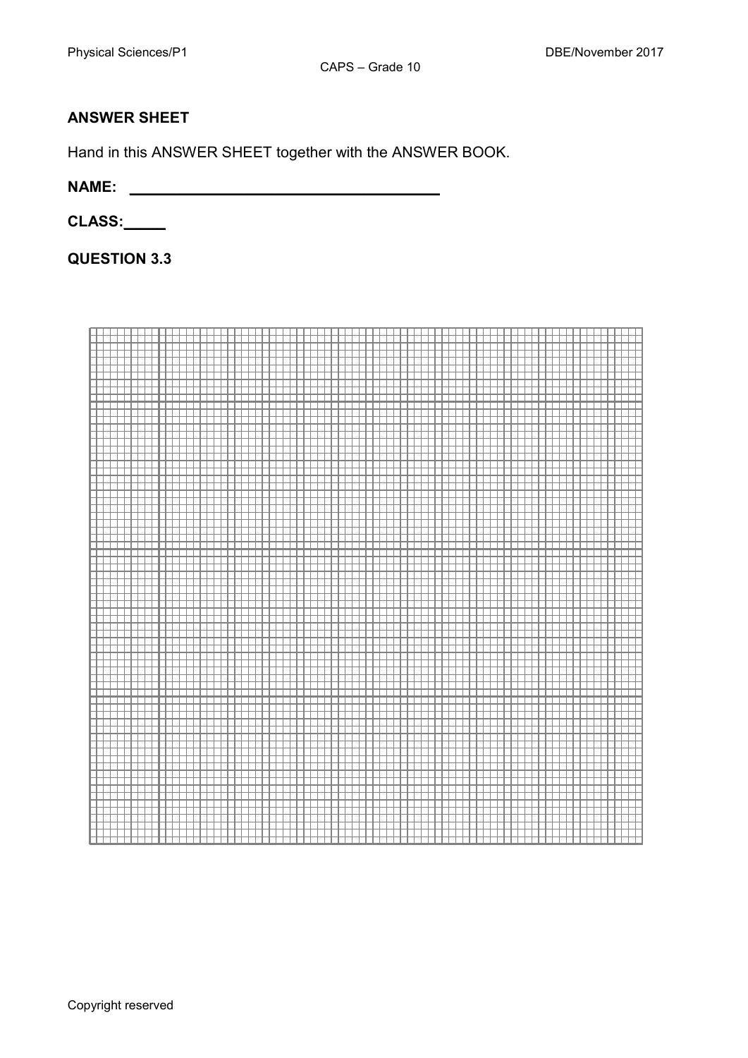## ANSWER SHEET

Hand in this ANSWER SHEET together with the ANSWER BOOK.

**NAME:** ______________________________________

**CLASS:**_____

**QUESTION 3.3**

Copyright reserved